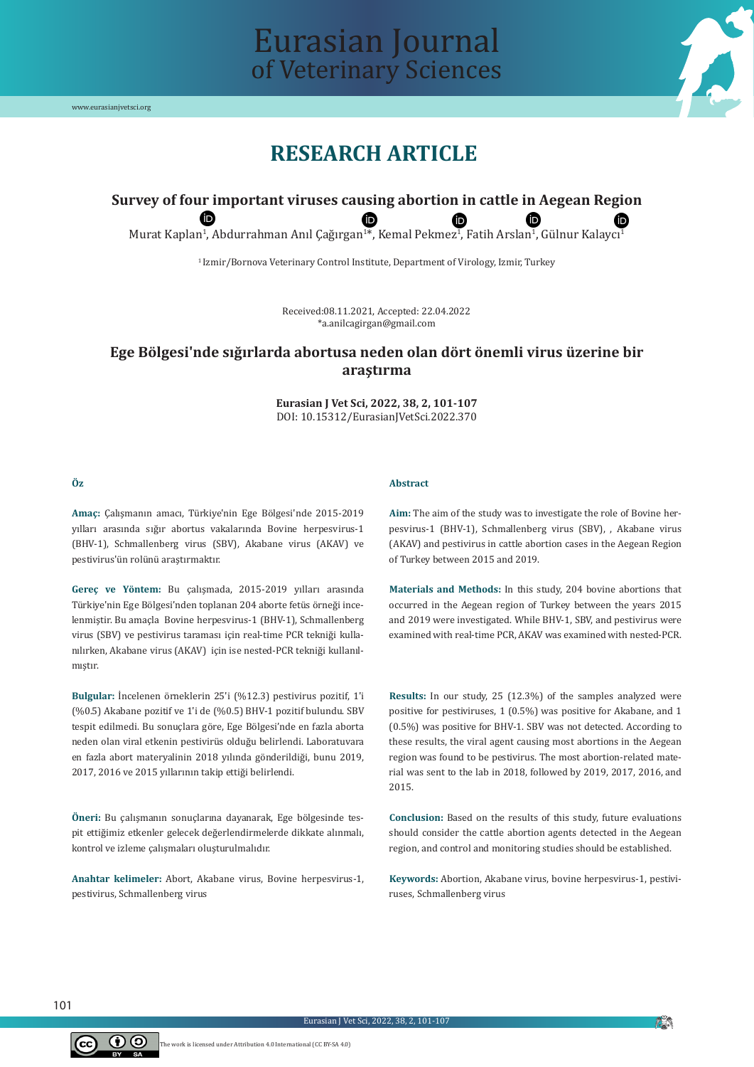# RESEARCH ARTICLE

## Survey of four important viruses causing abortion in cattle in Aegean Region

Murat Kaplan[1], Abdurrahman Anıl Çağırgan[1]*, Kemal Pekmez[1], Fatih Arslan[1], Gülnur Kalaycı[1]

[1] Izmir/Bornova Veterinary Control Institute, Department of Virology, Izmir, Turkey

Received:08.11.2021, Accepted: 22.04.2022
*a.anilcagirgan@gmail.com

## Ege Bölgesi'nde sığırlarda abortusa neden olan dört önemli virus üzerine bir araştırma

**Eurasian J Vet Sci, 2022, 38, 2, 101-107**
DOI: 10.15312/EurasianJVetSci.2022.370

### Öz

**Amaç:** Çalışmanın amacı, Türkiye'nin Ege Bölgesi'nde 2015-2019 yılları arasında sığır abortus vakalarında Bovine herpesvirus-1 (BHV-1), Schmallenberg virus (SBV), Akabane virus (AKAV) ve pestivirus'ün rolünü araştırmaktır.

**Gereç ve Yöntem:** Bu çalışmada, 2015-2019 yılları arasında Türkiye'nin Ege Bölgesi'nden toplanan 204 aborte fetüs örneği incelenmiştir. Bu amaçla Bovine herpesvirüs-1 (BHV-1), Schmallenberg virus (SBV) ve pestivirus taraması için real-time PCR tekniği kullanılırken, Akabane virus (AKAV) için ise nested-PCR tekniği kullanılmıştır.

**Bulgular:** İncelenen örneklerin 25'i (%12.3) pestivirus pozitif, 1'i (%0.5) Akabane pozitif ve 1'i de (%0.5) BHV-1 pozitif bulundu. SBV tespit edilmedi. Bu sonuçlara göre, Ege Bölgesi'nde en fazla aborta neden olan viral etkenin pestivirüs olduğu belirlendi. Laboratuvara en fazla abort materyalinin 2018 yılında gönderildiği, bunu 2019, 2017, 2016 ve 2015 yıllarının takip ettiği belirlendi.

**Öneri:** Bu çalışmanın sonuçlarına dayanarak, Ege bölgesinde tespit ettiğimiz etkenler gelecek değerlendirmelerde dikkate alınmalı, kontrol ve izleme çalışmaları oluşturulmalıdır.

**Anahtar kelimeler:** Abort, Akabane virus, Bovine herpesvirus-1, pestivirus, Schmallenberg virus

### Abstract

**Aim:** The aim of the study was to investigate the role of Bovine herpesvirus-1 (BHV-1), Schmallenberg virus (SBV), , Akabane virus (AKAV) and pestivirus in cattle abortion cases in the Aegean Region of Turkey between 2015 and 2019.

**Materials and Methods:** In this study, 204 bovine abortions that occurred in the Aegean region of Turkey between the years 2015 and 2019 were investigated. While BHV-1, SBV, and pestivirus were examined with real-time PCR, AKAV was examined with nested-PCR.

**Results:** In our study, 25 (12.3%) of the samples analyzed were positive for pestiviruses, 1 (0.5%) was positive for Akabane, and 1 (0.5%) was positive for BHV-1. SBV was not detected. According to these results, the viral agent causing most abortions in the Aegean region was found to be pestivirus. The most abortion-related material was sent to the lab in 2018, followed by 2019, 2017, 2016, and 2015.

**Conclusion:** Based on the results of this study, future evaluations should consider the cattle abortion agents detected in the Aegean region, and control and monitoring studies should be established.

**Keywords:** Abortion, Akabane virus, bovine herpesvirus-1, pestiviruses, Schmallenberg virus

The work is licensed under Attribution 4.0 International (CC BY-SA 4.0)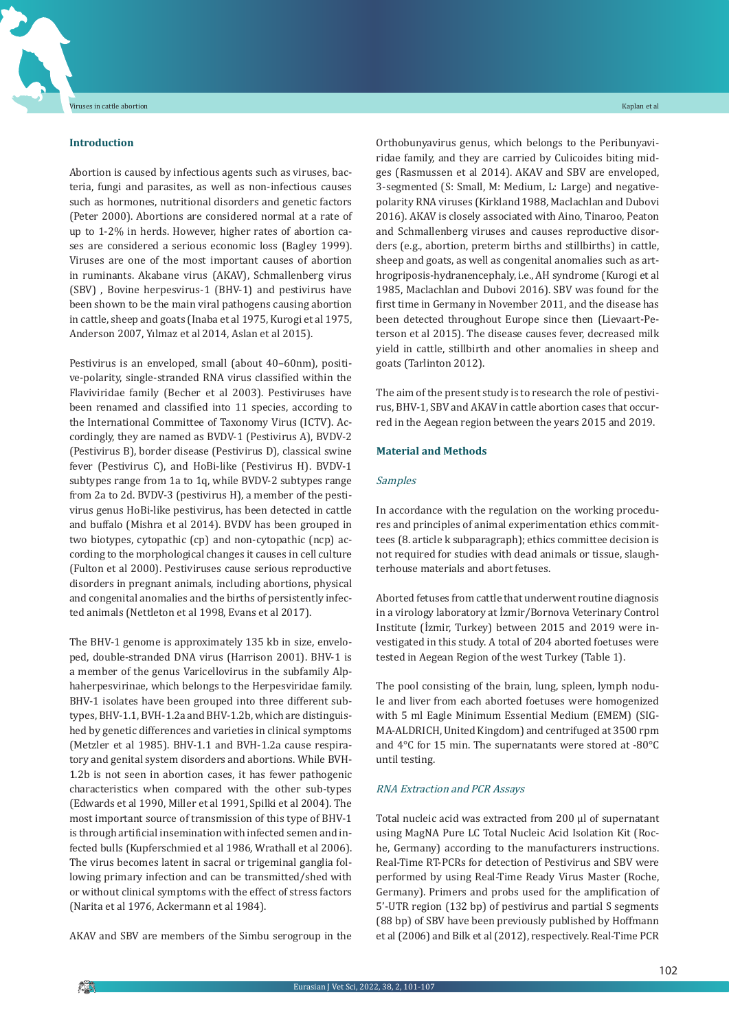## Introduction

Abortion is caused by infectious agents such as viruses, bacteria, fungi and parasites, as well as non-infectious causes such as hormones, nutritional disorders and genetic factors (Peter 2000). Abortions are considered normal at a rate of up to 1-2% in herds. However, higher rates of abortion cases are considered a serious economic loss (Bagley 1999). Viruses are one of the most important causes of abortion in ruminants. Akabane virus (AKAV), Schmallenberg virus (SBV) , Bovine herpesvirus-1 (BHV-1) and pestivirus have been shown to be the main viral pathogens causing abortion in cattle, sheep and goats (Inaba et al 1975, Kurogi et al 1975, Anderson 2007, Yılmaz et al 2014, Aslan et al 2015).

Pestivirus is an enveloped, small (about 40–60nm), positive-polarity, single-stranded RNA virus classified within the Flaviviridae family (Becher et al 2003). Pestiviruses have been renamed and classified into 11 species, according to the International Committee of Taxonomy Virus (ICTV). Accordingly, they are named as BVDV-1 (Pestivirus A), BVDV-2 (Pestivirus B), border disease (Pestivirus D), classical swine fever (Pestivirus C), and HoBi-like (Pestivirus H). BVDV-1 subtypes range from 1a to 1q, while BVDV-2 subtypes range from 2a to 2d. BVDV-3 (pestivirus H), a member of the pestivirus genus HoBi-like pestivirus, has been detected in cattle and buffalo (Mishra et al 2014). BVDV has been grouped in two biotypes, cytopathic (cp) and non-cytopathic (ncp) according to the morphological changes it causes in cell culture (Fulton et al 2000). Pestiviruses cause serious reproductive disorders in pregnant animals, including abortions, physical and congenital anomalies and the births of persistently infected animals (Nettleton et al 1998, Evans et al 2017).

The BHV-1 genome is approximately 135 kb in size, enveloped, double-stranded DNA virus (Harrison 2001). BHV-1 is a member of the genus Varicellovirus in the subfamily Alphaherpesvirinae, which belongs to the Herpesviridae family. BHV-1 isolates have been grouped into three different subtypes, BHV-1.1, BVH-1.2a and BHV-1.2b, which are distinguished by genetic differences and varieties in clinical symptoms (Metzler et al 1985). BHV-1.1 and BVH-1.2a cause respiratory and genital system disorders and abortions. While BVH-1.2b is not seen in abortion cases, it has fewer pathogenic characteristics when compared with the other sub-types (Edwards et al 1990, Miller et al 1991, Spilki et al 2004). The most important source of transmission of this type of BHV-1 is through artificial insemination with infected semen and infected bulls (Kupferschmied et al 1986, Wrathall et al 2006). The virus becomes latent in sacral or trigeminal ganglia following primary infection and can be transmitted/shed with or without clinical symptoms with the effect of stress factors (Narita et al 1976, Ackermann et al 1984).

AKAV and SBV are members of the Simbu serogroup in the Orthobunyavirus genus, which belongs to the Peribunyaviridae family, and they are carried by Culicoides biting midges (Rasmussen et al 2014). AKAV and SBV are enveloped, 3-segmented (S: Small, M: Medium, L: Large) and negative-polarity RNA viruses (Kirkland 1988, Maclachlan and Dubovi 2016). AKAV is closely associated with Aino, Tinaroo, Peaton and Schmallenberg viruses and causes reproductive disorders (e.g., abortion, preterm births and stillbirths) in cattle, sheep and goats, as well as congenital anomalies such as arthrogriposis-hydranencephaly, i.e., AH syndrome (Kurogi et al 1985, Maclachlan and Dubovi 2016). SBV was found for the first time in Germany in November 2011, and the disease has been detected throughout Europe since then (Lievaart-Peterson et al 2015). The disease causes fever, decreased milk yield in cattle, stillbirth and other anomalies in sheep and goats (Tarlinton 2012).

The aim of the present study is to research the role of pestivirus, BHV-1, SBV and AKAV in cattle abortion cases that occurred in the Aegean region between the years 2015 and 2019.

## Material and Methods

### *Samples*

In accordance with the regulation on the working procedures and principles of animal experimentation ethics committees (8. article k subparagraph); ethics committee decision is not required for studies with dead animals or tissue, slaughterhouse materials and abort fetuses.

Aborted fetuses from cattle that underwent routine diagnosis in a virology laboratory at İzmir/Bornova Veterinary Control Institute (İzmir, Turkey) between 2015 and 2019 were investigated in this study. A total of 204 aborted foetuses were tested in Aegean Region of the west Turkey (Table 1).

The pool consisting of the brain, lung, spleen, lymph nodule and liver from each aborted foetuses were homogenized with 5 ml Eagle Minimum Essential Medium (EMEM) (SIGMA-ALDRICH, United Kingdom) and centrifuged at 3500 rpm and 4°C for 15 min. The supernatants were stored at -80°C until testing.

### *RNA Extraction and PCR Assays*

Total nucleic acid was extracted from 200 µl of supernatant using MagNA Pure LC Total Nucleic Acid Isolation Kit (Roche, Germany) according to the manufacturers instructions. Real-Time RT-PCRs for detection of Pestivirus and SBV were performed by using Real-Time Ready Virus Master (Roche, Germany). Primers and probs used for the amplification of 5′-UTR region (132 bp) of pestivirus and partial S segments (88 bp) of SBV have been previously published by Hoffmann et al (2006) and Bilk et al (2012), respectively. Real-Time PCR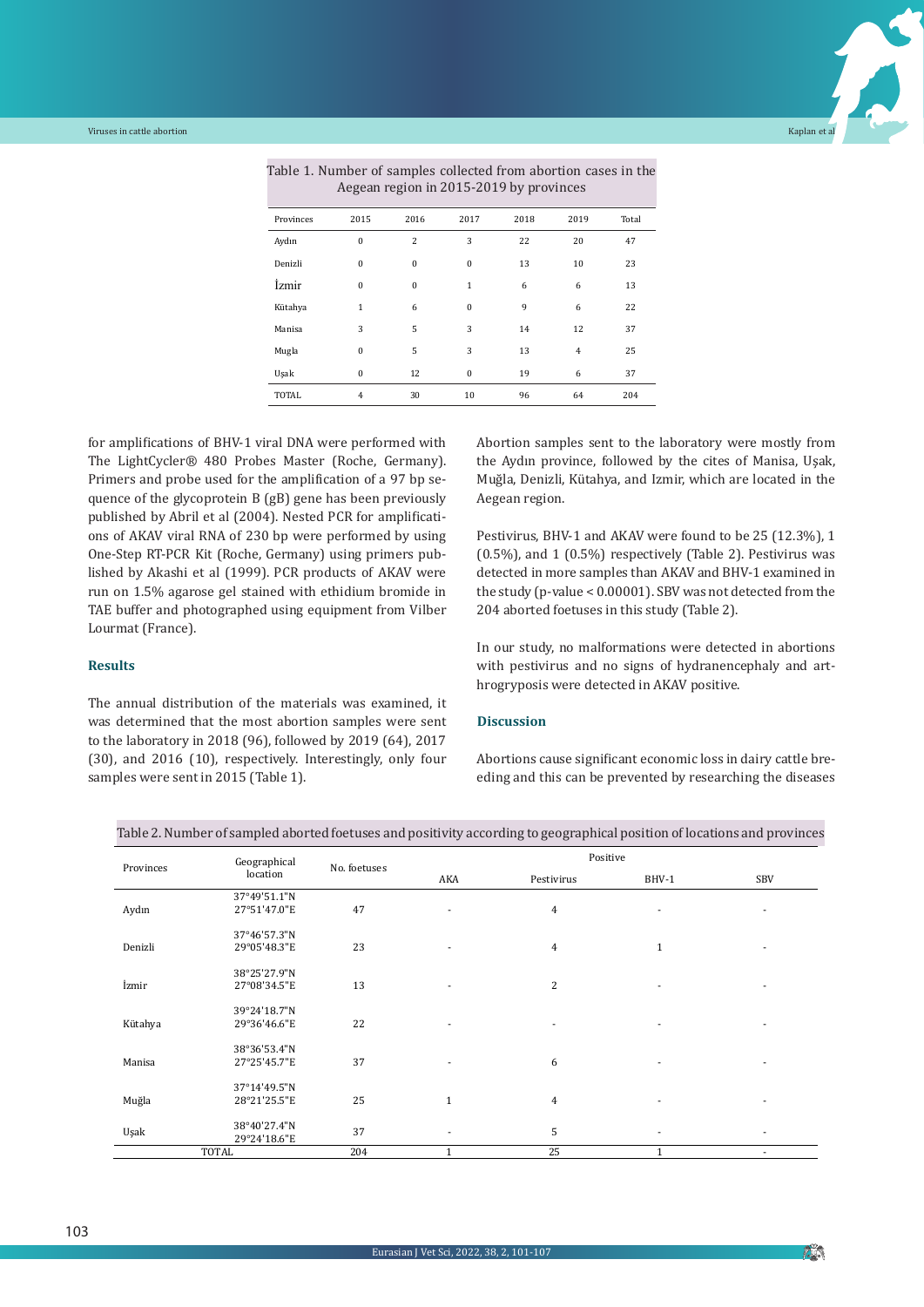Table 1. Number of samples collected from abortion cases in the Aegean region in 2015-2019 by provinces

| Provinces | 2015 | 2016 | 2017 | 2018 | 2019 | Total |
|---|---|---|---|---|---|---|
| Aydın | 0 | 2 | 3 | 22 | 20 | 47 |
| Denizli | 0 | 0 | 0 | 13 | 10 | 23 |
| İzmir | 0 | 0 | 1 | 6 | 6 | 13 |
| Kütahya | 1 | 6 | 0 | 9 | 6 | 22 |
| Manisa | 3 | 5 | 3 | 14 | 12 | 37 |
| Mugla | 0 | 5 | 3 | 13 | 4 | 25 |
| Uşak | 0 | 12 | 0 | 19 | 6 | 37 |
| TOTAL | 4 | 30 | 10 | 96 | 64 | 204 |

for amplifications of BHV-1 viral DNA were performed with The LightCycler® 480 Probes Master (Roche, Germany). Primers and probe used for the amplification of a 97 bp sequence of the glycoprotein B (gB) gene has been previously published by Abril et al (2004). Nested PCR for amplifications of AKAV viral RNA of 230 bp were performed by using One-Step RT-PCR Kit (Roche, Germany) using primers published by Akashi et al (1999). PCR products of AKAV were run on 1.5% agarose gel stained with ethidium bromide in TAE buffer and photographed using equipment from Vilber Lourmat (France).

## Results

The annual distribution of the materials was examined, it was determined that the most abortion samples were sent to the laboratory in 2018 (96), followed by 2019 (64), 2017 (30), and 2016 (10), respectively. Interestingly, only four samples were sent in 2015 (Table 1).

Abortion samples sent to the laboratory were mostly from the Aydın province, followed by the cites of Manisa, Uşak, Muğla, Denizli, Kütahya, and Izmir, which are located in the Aegean region.

Pestivirus, BHV-1 and AKAV were found to be 25 (12.3%), 1 (0.5%), and 1 (0.5%) respectively (Table 2). Pestivirus was detected in more samples than AKAV and BHV-1 examined in the study (p-value < 0.00001). SBV was not detected from the 204 aborted foetuses in this study (Table 2).

In our study, no malformations were detected in abortions with pestivirus and no signs of hydranencephaly and arthrogryposis were detected in AKAV positive.

## Discussion

Abortions cause significant economic loss in dairy cattle breeding and this can be prevented by researching the diseases

Table 2. Number of sampled aborted foetuses and positivity according to geographical position of locations and provinces

| Provinces | Geographical location | No. foetuses | Positive | | | |
|---|---|---|---|---|---|---|
| | | | AKA | Pestivirus | BHV-1 | SBV |
| Aydın | 37°49'51.1"N 27°51'47.0"E | 47 | - | 4 | - | - |
| Denizli | 37°46'57.3"N 29°05'48.3"E | 23 | - | 4 | 1 | - |
| İzmir | 38°25'27.9"N 27°08'34.5"E | 13 | - | 2 | - | - |
| Kütahya | 39°24'18.7"N 29°36'46.6"E | 22 | - | - | - | - |
| Manisa | 38°36'53.4"N 27°25'45.7"E | 37 | - | 6 | - | - |
| Muğla | 37°14'49.5"N 28°21'25.5"E | 25 | 1 | 4 | - | - |
| Uşak | 38°40'27.4"N 29°24'18.6"E | 37 | - | 5 | - | - |
| TOTAL | | 204 | 1 | 25 | 1 | - |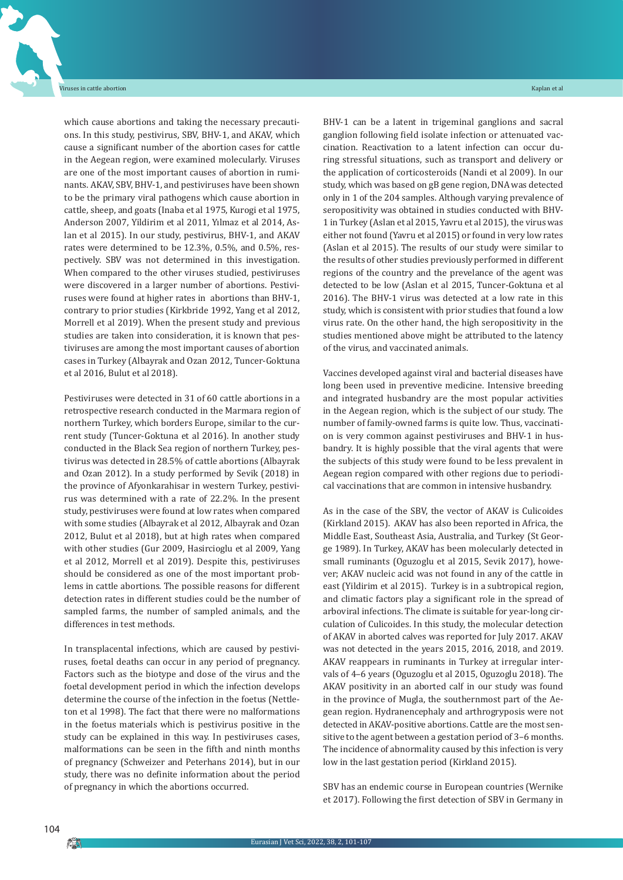which cause abortions and taking the necessary precautions. In this study, pestivirus, SBV, BHV-1, and AKAV, which cause a significant number of the abortion cases for cattle in the Aegean region, were examined molecularly. Viruses are one of the most important causes of abortion in ruminants. AKAV, SBV, BHV-1, and pestiviruses have been shown to be the primary viral pathogens which cause abortion in cattle, sheep, and goats (Inaba et al 1975, Kurogi et al 1975, Anderson 2007, Yildirim et al 2011, Yılmaz et al 2014, Aslan et al 2015). In our study, pestivirus, BHV-1, and AKAV rates were determined to be 12.3%, 0.5%, and 0.5%, respectively. SBV was not determined in this investigation. When compared to the other viruses studied, pestiviruses were discovered in a larger number of abortions. Pestiviruses were found at higher rates in abortions than BHV-1, contrary to prior studies (Kirkbride 1992, Yang et al 2012, Morrell et al 2019). When the present study and previous studies are taken into consideration, it is known that pestiviruses are among the most important causes of abortion cases in Turkey (Albayrak and Ozan 2012, Tuncer-Goktuna et al 2016, Bulut et al 2018).

Pestiviruses were detected in 31 of 60 cattle abortions in a retrospective research conducted in the Marmara region of northern Turkey, which borders Europe, similar to the current study (Tuncer-Goktuna et al 2016). In another study conducted in the Black Sea region of northern Turkey, pestivirus was detected in 28.5% of cattle abortions (Albayrak and Ozan 2012). In a study performed by Sevik (2018) in the province of Afyonkarahisar in western Turkey, pestivirus was determined with a rate of 22.2%. In the present study, pestiviruses were found at low rates when compared with some studies (Albayrak et al 2012, Albayrak and Ozan 2012, Bulut et al 2018), but at high rates when compared with other studies (Gur 2009, Hasircioglu et al 2009, Yang et al 2012, Morrell et al 2019). Despite this, pestiviruses should be considered as one of the most important problems in cattle abortions. The possible reasons for different detection rates in different studies could be the number of sampled farms, the number of sampled animals, and the differences in test methods.

In transplacental infections, which are caused by pestiviruses, foetal deaths can occur in any period of pregnancy. Factors such as the biotype and dose of the virus and the foetal development period in which the infection develops determine the course of the infection in the foetus (Nettleton et al 1998). The fact that there were no malformations in the foetus materials which is pestivirus positive in the study can be explained in this way. In pestiviruses cases, malformations can be seen in the fifth and ninth months of pregnancy (Schweizer and Peterhans 2014), but in our study, there was no definite information about the period of pregnancy in which the abortions occurred.

BHV-1 can be a latent in trigeminal ganglions and sacral ganglion following field isolate infection or attenuated vaccination. Reactivation to a latent infection can occur during stressful situations, such as transport and delivery or the application of corticosteroids (Nandi et al 2009). In our study, which was based on gB gene region, DNA was detected only in 1 of the 204 samples. Although varying prevalence of seropositivity was obtained in studies conducted with BHV-1 in Turkey (Aslan et al 2015, Yavru et al 2015), the virus was either not found (Yavru et al 2015) or found in very low rates (Aslan et al 2015). The results of our study were similar to the results of other studies previously performed in different regions of the country and the prevelance of the agent was detected to be low (Aslan et al 2015, Tuncer-Goktuna et al 2016). The BHV-1 virus was detected at a low rate in this study, which is consistent with prior studies that found a low virus rate. On the other hand, the high seropositivity in the studies mentioned above might be attributed to the latency of the virus, and vaccinated animals.

Vaccines developed against viral and bacterial diseases have long been used in preventive medicine. Intensive breeding and integrated husbandry are the most popular activities in the Aegean region, which is the subject of our study. The number of family-owned farms is quite low. Thus, vaccination is very common against pestiviruses and BHV-1 in husbandry. It is highly possible that the viral agents that were the subjects of this study were found to be less prevalent in Aegean region compared with other regions due to periodical vaccinations that are common in intensive husbandry.

As in the case of the SBV, the vector of AKAV is Culicoides (Kirkland 2015). AKAV has also been reported in Africa, the Middle East, Southeast Asia, Australia, and Turkey (St George 1989). In Turkey, AKAV has been molecularly detected in small ruminants (Oguzoglu et al 2015, Sevik 2017), however; AKAV nucleic acid was not found in any of the cattle in east (Yildirim et al 2015). Turkey is in a subtropical region, and climatic factors play a significant role in the spread of arboviral infections. The climate is suitable for year-long circulation of Culicoides. In this study, the molecular detection of AKAV in aborted calves was reported for July 2017. AKAV was not detected in the years 2015, 2016, 2018, and 2019. AKAV reappears in ruminants in Turkey at irregular intervals of 4–6 years (Oguzoglu et al 2015, Oguzoglu 2018). The AKAV positivity in an aborted calf in our study was found in the province of Mugla, the southernmost part of the Aegean region. Hydranencephaly and arthrogryposis were not detected in AKAV-positive abortions. Cattle are the most sensitive to the agent between a gestation period of 3–6 months. The incidence of abnormality caused by this infection is very low in the last gestation period (Kirkland 2015).

SBV has an endemic course in European countries (Wernike et 2017). Following the first detection of SBV in Germany in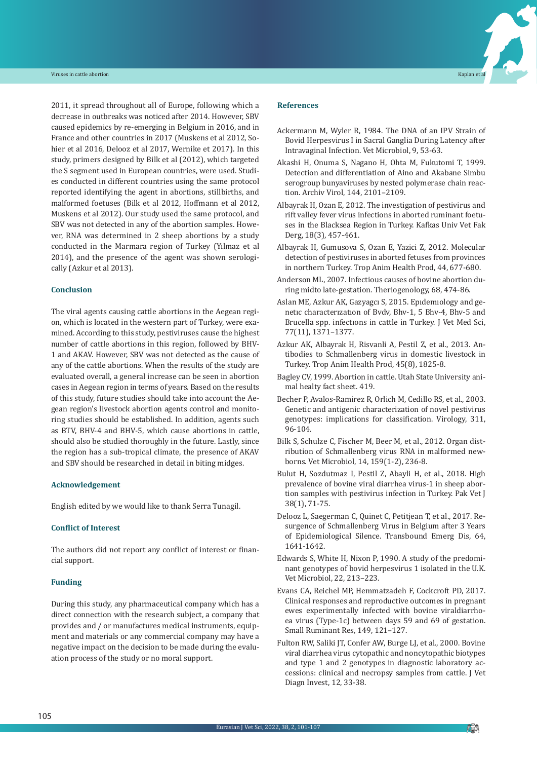2011, it spread throughout all of Europe, following which a decrease in outbreaks was noticed after 2014. However, SBV caused epidemics by re-emerging in Belgium in 2016, and in France and other countries in 2017 (Muskens et al 2012, Sohier et al 2016, Delooz et al 2017, Wernike et 2017). In this study, primers designed by Bilk et al (2012), which targeted the S segment used in European countries, were used. Studies conducted in different countries using the same protocol reported identifying the agent in abortions, stillbirths, and malformed foetuses (Bilk et al 2012, Hoffmann et al 2012, Muskens et al 2012). Our study used the same protocol, and SBV was not detected in any of the abortion samples. However, RNA was determined in 2 sheep abortions by a study conducted in the Marmara region of Turkey (Yılmaz et al 2014), and the presence of the agent was shown serologically (Azkur et al 2013).

## Conclusion

The viral agents causing cattle abortions in the Aegean region, which is located in the western part of Turkey, were examined. According to this study, pestiviruses cause the highest number of cattle abortions in this region, followed by BHV-1 and AKAV. However, SBV was not detected as the cause of any of the cattle abortions. When the results of the study are evaluated overall, a general increase can be seen in abortion cases in Aegean region in terms of years. Based on the results of this study, future studies should take into account the Aegean region's livestock abortion agents control and monitoring studies should be established. In addition, agents such as BTV, BHV-4 and BHV-5, which cause abortions in cattle, should also be studied thoroughly in the future. Lastly, since the region has a sub-tropical climate, the presence of AKAV and SBV should be researched in detail in biting midges.

## Acknowledgement

English edited by we would like to thank Serra Tunagil.

## Conflict of Interest

The authors did not report any conflict of interest or financial support.

## Funding

During this study, any pharmaceutical company which has a direct connection with the research subject, a company that provides and / or manufactures medical instruments, equipment and materials or any commercial company may have a negative impact on the decision to be made during the evaluation process of the study or no moral support.

## References

Ackermann M, Wyler R, 1984. The DNA of an IPV Strain of Bovid Herpesvirus I in Sacral Ganglia During Latency after Intravaginal Infection. Vet Microbiol, 9, 53-63.

Akashi H, Onuma S, Nagano H, Ohta M, Fukutomi T, 1999. Detection and differentiation of Aino and Akabane Simbu serogroup bunyaviruses by nested polymerase chain reaction. Archiv Virol, 144, 2101–2109.

Albayrak H, Ozan E, 2012. The investigation of pestivirus and rift valley fever virus infections in aborted ruminant foetuses in the Blacksea Region in Turkey. Kafkas Univ Vet Fak Derg, 18(3), 457-461.

Albayrak H, Gumusova S, Ozan E, Yazici Z, 2012. Molecular detection of pestiviruses in aborted fetuses from provinces in northern Turkey. Trop Anim Health Prod, 44, 677-680.

Anderson ML, 2007. Infectious causes of bovine abortion during midto late-gestation. Theriogenology, 68, 474-86.

Aslan ME, Azkur AK, Gazyagcı S, 2015. Epıdemıology and genetıc characterızatıon of Bvdv, Bhv-1, 5 Bhv-4, Bhv-5 and Brucella spp. infectıons in cattle in Turkey. J Vet Med Sci, 77(11), 1371–1377.

Azkur AK, Albayrak H, Risvanli A, Pestil Z, et al., 2013. Antibodies to Schmallenberg virus in domestic livestock in Turkey. Trop Anim Health Prod, 45(8), 1825-8.

Bagley CV, 1999. Abortion in cattle. Utah State University animal healty fact sheet. 419.

Becher P, Avalos-Ramirez R, Orlich M, Cedillo RS, et al., 2003. Genetic and antigenic characterization of novel pestivirus genotypes: implications for classification. Virology, 311, 96-104.

Bilk S, Schulze C, Fischer M, Beer M, et al., 2012. Organ distribution of Schmallenberg virus RNA in malformed newborns. Vet Microbiol, 14, 159(1-2), 236-8.

Bulut H, Sozdutmaz I, Pestil Z, Abayli H, et al., 2018. High prevalence of bovine viral diarrhea virus-1 in sheep abortion samples with pestivirus infection in Turkey. Pak Vet J 38(1), 71-75.

Delooz L, Saegerman C, Quinet C, Petitjean T, et al., 2017. Resurgence of Schmallenberg Virus in Belgium after 3 Years of Epidemiological Silence. Transbound Emerg Dis, 64, 1641-1642.

Edwards S, White H, Nixon P, 1990. A study of the predominant genotypes of bovid herpesvirus 1 isolated in the U.K. Vet Microbiol, 22, 213–223.

Evans CA, Reichel MP, Hemmatzadeh F, Cockcroft PD, 2017. Clinical responses and reproductive outcomes in pregnant ewes experimentally infected with bovine viraldiarrhoea virus (Type-1c) between days 59 and 69 of gestation. Small Ruminant Res, 149, 121–127.

Fulton RW, Saliki JT, Confer AW, Burge LJ, et al., 2000. Bovine viral diarrhea virus cytopathic and noncytopathic biotypes and type 1 and 2 genotypes in diagnostic laboratory accessions: clinical and necropsy samples from cattle. J Vet Diagn Invest, 12, 33-38.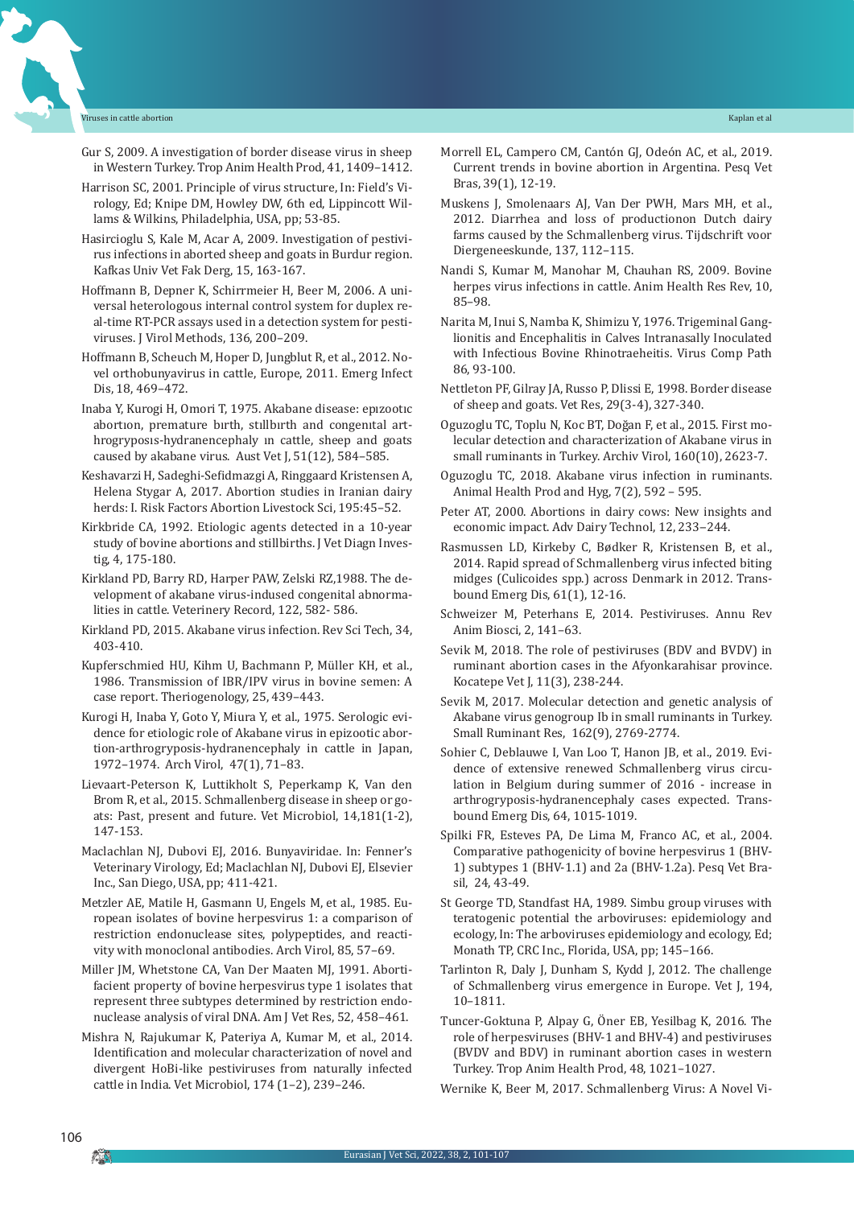Gur S, 2009. A investigation of border disease virus in sheep in Western Turkey. Trop Anim Health Prod, 41, 1409–1412.

Harrison SC, 2001. Principle of virus structure, In: Field's Virology, Ed; Knipe DM, Howley DW, 6th ed, Lippincott Willams & Wilkins, Philadelphia, USA, pp; 53-85.

Hasircioglu S, Kale M, Acar A, 2009. Investigation of pestivirus infections in aborted sheep and goats in Burdur region. Kafkas Univ Vet Fak Derg, 15, 163-167.

Hoffmann B, Depner K, Schirrmeier H, Beer M, 2006. A universal heterologous internal control system for duplex real-time RT-PCR assays used in a detection system for pestiviruses. J Virol Methods, 136, 200–209.

Hoffmann B, Scheuch M, Hoper D, Jungblut R, et al., 2012. Novel orthobunyavirus in cattle, Europe, 2011. Emerg Infect Dis, 18, 469–472.

Inaba Y, Kurogi H, Omori T, 1975. Akabane disease: epızootıc abortıon, premature bırth, stıllbırth and congenıtal arthrogryposıs-hydranencephaly ın cattle, sheep and goats caused by akabane virus. Aust Vet J, 51(12), 584–585.

Keshavarzi H, Sadeghi-Sefidmazgi A, Ringgaard Kristensen A, Helena Stygar A, 2017. Abortion studies in Iranian dairy herds: I. Risk Factors Abortion Livestock Sci, 195:45–52.

Kirkbride CA, 1992. Etiologic agents detected in a 10-year study of bovine abortions and stillbirths. J Vet Diagn Investig, 4, 175-180.

Kirkland PD, Barry RD, Harper PAW, Zelski RZ,1988. The development of akabane virus-indused congenital abnormalities in cattle. Veterinery Record, 122, 582- 586.

Kirkland PD, 2015. Akabane virus infection. Rev Sci Tech, 34, 403-410.

Kupferschmied HU, Kihm U, Bachmann P, Müller KH, et al., 1986. Transmission of IBR/IPV virus in bovine semen: A case report. Theriogenology, 25, 439–443.

Kurogi H, Inaba Y, Goto Y, Miura Y, et al., 1975. Serologic evidence for etiologic role of Akabane virus in epizootic abortion-arthrogryposis-hydranencephaly in cattle in Japan, 1972–1974. Arch Virol, 47(1), 71–83.

Lievaart-Peterson K, Luttikholt S, Peperkamp K, Van den Brom R, et al., 2015. Schmallenberg disease in sheep or goats: Past, present and future. Vet Microbiol, 14,181(1-2), 147-153.

Maclachlan NJ, Dubovi EJ, 2016. Bunyaviridae. In: Fenner's Veterinary Virology, Ed; Maclachlan NJ, Dubovi EJ, Elsevier Inc., San Diego, USA, pp; 411-421.

Metzler AE, Matile H, Gasmann U, Engels M, et al., 1985. European isolates of bovine herpesvirus 1: a comparison of restriction endonuclease sites, polypeptides, and reactivity with monoclonal antibodies. Arch Virol, 85, 57–69.

Miller JM, Whetstone CA, Van Der Maaten MJ, 1991. Abortifacient property of bovine herpesvirus type 1 isolates that represent three subtypes determined by restriction endonuclease analysis of viral DNA. Am J Vet Res, 52, 458–461.

Mishra N, Rajukumar K, Pateriya A, Kumar M, et al., 2014. Identification and molecular characterization of novel and divergent HoBi-like pestiviruses from naturally infected cattle in India. Vet Microbiol, 174 (1–2), 239–246.

Morrell EL, Campero CM, Cantón GJ, Odeón AC, et al., 2019. Current trends in bovine abortion in Argentina. Pesq Vet Bras, 39(1), 12-19.

Muskens J, Smolenaars AJ, Van Der PWH, Mars MH, et al., 2012. Diarrhea and loss of productionon Dutch dairy farms caused by the Schmallenberg virus. Tijdschrift voor Diergeneeskunde, 137, 112–115.

Nandi S, Kumar M, Manohar M, Chauhan RS, 2009. Bovine herpes virus infections in cattle. Anim Health Res Rev, 10, 85–98.

Narita M, Inui S, Namba K, Shimizu Y, 1976. Trigeminal Ganglionitis and Encephalitis in Calves Intranasally Inoculated with Infectious Bovine Rhinotraeheitis. Virus Comp Path 86, 93-100.

Nettleton PF, Gilray JA, Russo P, Dlissi E, 1998. Border disease of sheep and goats. Vet Res, 29(3-4), 327-340.

Oguzoglu TC, Toplu N, Koc BT, Doğan F, et al., 2015. First molecular detection and characterization of Akabane virus in small ruminants in Turkey. Archiv Virol, 160(10), 2623-7.

Oguzoglu TC, 2018. Akabane virus infection in ruminants. Animal Health Prod and Hyg, 7(2), 592 – 595.

Peter AT, 2000. Abortions in dairy cows: New insights and economic impact. Adv Dairy Technol, 12, 233–244.

Rasmussen LD, Kirkeby C, Bødker R, Kristensen B, et al., 2014. Rapid spread of Schmallenberg virus infected biting midges (Culicoides spp.) across Denmark in 2012. Transbound Emerg Dis, 61(1), 12-16.

Schweizer M, Peterhans E, 2014. Pestiviruses. Annu Rev Anim Biosci, 2, 141–63.

Sevik M, 2018. The role of pestiviruses (BDV and BVDV) in ruminant abortion cases in the Afyonkarahisar province. Kocatepe Vet J, 11(3), 238-244.

Sevik M, 2017. Molecular detection and genetic analysis of Akabane virus genogroup Ib in small ruminants in Turkey. Small Ruminant Res, 162(9), 2769-2774.

Sohier C, Deblauwe I, Van Loo T, Hanon JB, et al., 2019. Evidence of extensive renewed Schmallenberg virus circulation in Belgium during summer of 2016 - increase in arthrogryposis-hydranencephaly cases expected. Transbound Emerg Dis, 64, 1015-1019.

Spilki FR, Esteves PA, De Lima M, Franco AC, et al., 2004. Comparative pathogenicity of bovine herpesvirus 1 (BHV-1) subtypes 1 (BHV-1.1) and 2a (BHV-1.2a). Pesq Vet Brasil, 24, 43-49.

St George TD, Standfast HA, 1989. Simbu group viruses with teratogenic potential the arboviruses: epidemiology and ecology, In: The arboviruses epidemiology and ecology, Ed; Monath TP, CRC Inc., Florida, USA, pp; 145–166.

Tarlinton R, Daly J, Dunham S, Kydd J, 2012. The challenge of Schmallenberg virus emergence in Europe. Vet J, 194, 10–1811.

Tuncer-Goktuna P, Alpay G, Öner EB, Yesilbag K, 2016. The role of herpesviruses (BHV-1 and BHV-4) and pestiviruses (BVDV and BDV) in ruminant abortion cases in western Turkey. Trop Anim Health Prod, 48, 1021–1027.

Wernike K, Beer M, 2017. Schmallenberg Virus: A Novel Vi-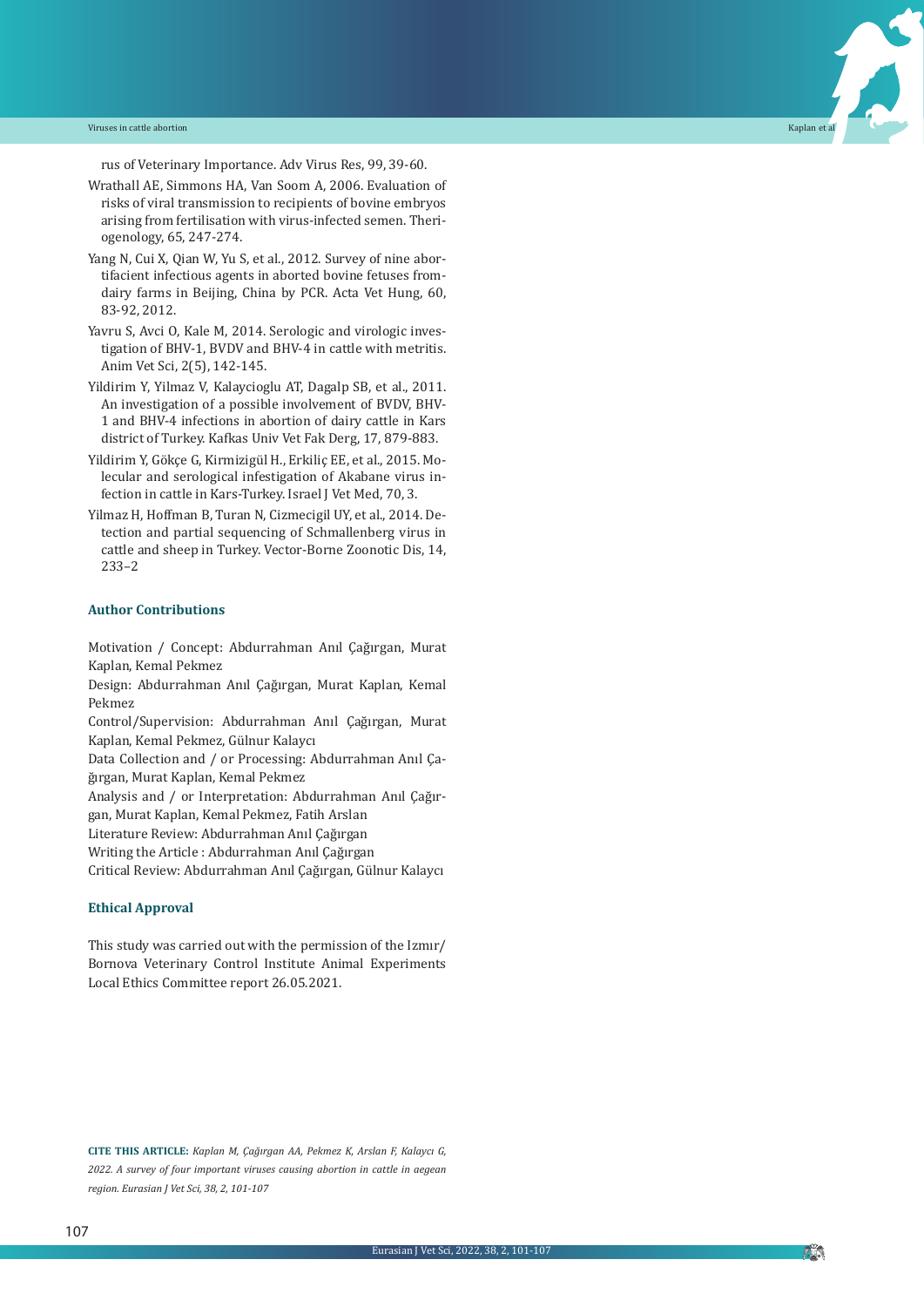rus of Veterinary Importance. Adv Virus Res, 99, 39-60.

Wrathall AE, Simmons HA, Van Soom A, 2006. Evaluation of risks of viral transmission to recipients of bovine embryos arising from fertilisation with virus-infected semen. Theriogenology, 65, 247-274.

Yang N, Cui X, Qian W, Yu S, et al., 2012. Survey of nine abortifacient infectious agents in aborted bovine fetuses fromdairy farms in Beijing, China by PCR. Acta Vet Hung, 60, 83-92, 2012.

Yavru S, Avci O, Kale M, 2014. Serologic and virologic investigation of BHV-1, BVDV and BHV-4 in cattle with metritis. Anim Vet Sci, 2(5), 142-145.

Yildirim Y, Yilmaz V, Kalaycioglu AT, Dagalp SB, et al., 2011. An investigation of a possible involvement of BVDV, BHV-1 and BHV-4 infections in abortion of dairy cattle in Kars district of Turkey. Kafkas Univ Vet Fak Derg, 17, 879-883.

Yildirim Y, Gökçe G, Kirmizigül H., Erkiliç EE, et al., 2015. Molecular and serological infestigation of Akabane virus infection in cattle in Kars-Turkey. Israel J Vet Med, 70, 3.

Yilmaz H, Hoffman B, Turan N, Cizmecigil UY, et al., 2014. Detection and partial sequencing of Schmallenberg virus in cattle and sheep in Turkey. Vector-Borne Zoonotic Dis, 14, 233–2

### Author Contributions

Motivation / Concept: Abdurrahman Anıl Çağırgan, Murat Kaplan, Kemal Pekmez

Design: Abdurrahman Anıl Çağırgan, Murat Kaplan, Kemal Pekmez

Control/Supervision: Abdurrahman Anıl Çağırgan, Murat Kaplan, Kemal Pekmez, Gülnur Kalaycı

Data Collection and / or Processing: Abdurrahman Anıl Çağırgan, Murat Kaplan, Kemal Pekmez

Analysis and / or Interpretation: Abdurrahman Anıl Çağırgan, Murat Kaplan, Kemal Pekmez, Fatih Arslan

Literature Review: Abdurrahman Anıl Çağırgan

Writing the Article : Abdurrahman Anıl Çağırgan

Critical Review: Abdurrahman Anıl Çağırgan, Gülnur Kalaycı

### Ethical Approval

This study was carried out with the permission of the Izmır/ Bornova Veterinary Control Institute Animal Experiments Local Ethics Committee report 26.05.2021.

**CITE THIS ARTICLE:** *Kaplan M, Çağırgan AA, Pekmez K, Arslan F, Kalaycı G, 2022. A survey of four important viruses causing abortion in cattle in aegean region. Eurasian J Vet Sci, 38, 2, 101-107*